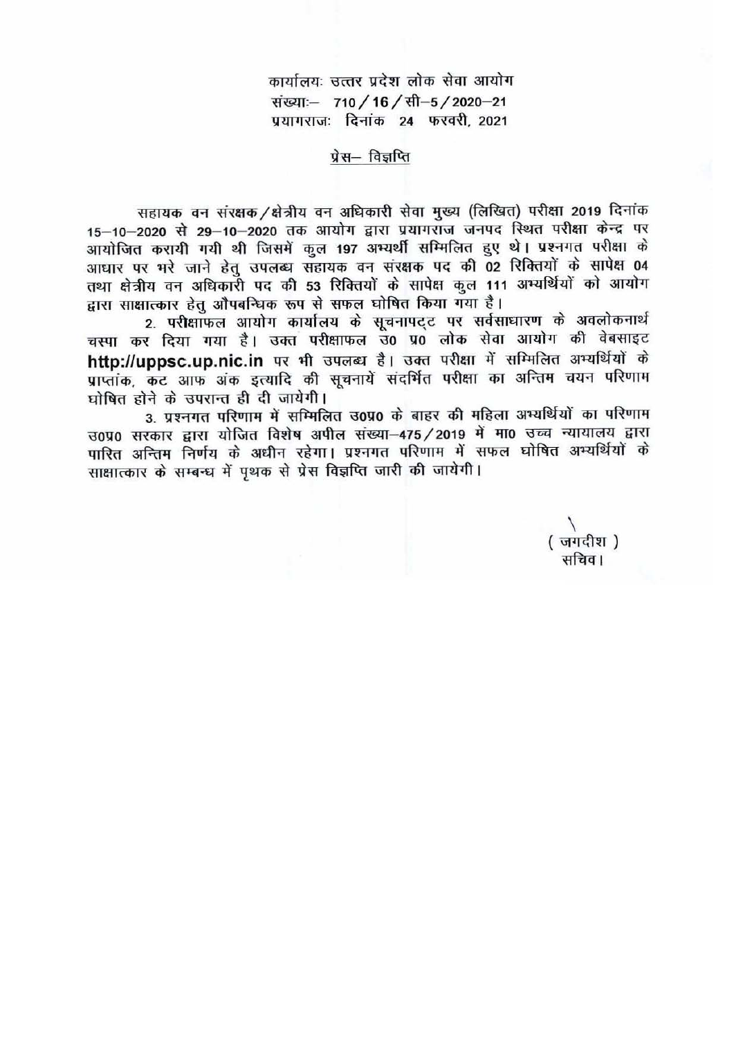कार्यालयः उत्तर प्रदेश लोक सेवा आयोग
संख्याः— 710 / 16 / सी–5 / 2020–21
प्रयागराजः दिनांक 24 फरवरी, 2021

## प्रेस– विज्ञप्ति

सहायक वन संरक्षक / क्षेत्रीय वन अधिकारी सेवा मुख्य (लिखित) परीक्षा 2019 दिनांक 15–10–2020 से 29–10–2020 तक आयोग द्वारा प्रयागराज जनपद स्थित परीक्षा केन्द्र पर आयोजित करायी गयी थी जिसमें कुल 197 अभ्यर्थी सम्मिलित हुए थे। प्रश्नगत परीक्षा के आधार पर भरे जाने हेतु उपलब्ध सहायक वन संरक्षक पद की 02 रिक्तियों के सापेक्ष 04 तथा क्षेत्रीय वन अधिकारी पद की 53 रिक्तियों के सापेक्ष कुल 111 अभ्यर्थियों को आयोग द्वारा साक्षात्कार हेतु औपबन्धिक रूप से सफल घोषित किया गया है।

2. परीक्षाफल आयोग कार्यालय के सूचनापट्ट पर सर्वसाधारण के अवलोकनार्थ चस्पा कर दिया गया है। उक्त परीक्षाफल उ0 प्र0 लोक सेवा आयोग की वेबसाइट **http://uppsc.up.nic.in** पर भी उपलब्ध है। उक्त परीक्षा में सम्मिलित अभ्यर्थियों के प्राप्तांक, कट आफ अंक इत्यादि की सूचनायें संदर्भित परीक्षा का अन्तिम चयन परिणाम घोषित होने के उपरान्त ही दी जायेगी।

3. प्रश्नगत परिणाम में सम्मिलित उ0प्र0 के बाहर की महिला अभ्यर्थियों का परिणाम उ0प्र0 सरकार द्वारा योजित विशेष अपील संख्या–475 / 2019 में मा0 उच्च न्यायालय द्वारा पारित अन्तिम निर्णय के अधीन रहेगा। प्रश्नगत परिणाम में सफल घोषित अभ्यर्थियों के साक्षात्कार के सम्बन्ध में पृथक से प्रेस विज्ञप्ति जारी की जायेगी।

( जगदीश )
सचिव।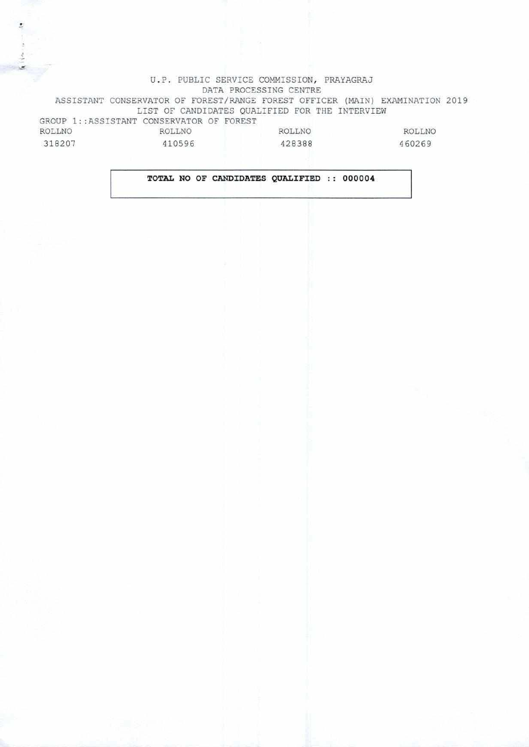U.P. PUBLIC SERVICE COMMISSION, PRAYAGRAJ

DATA PROCESSING CENTRE

ASSISTANT CONSERVATOR OF FOREST/RANGE FOREST OFFICER (MAIN) EXAMINATION 2019

LIST OF CANDIDATES QUALIFIED FOR THE INTERVIEW

GROUP 1::ASSISTANT CONSERVATOR OF FOREST

| ROLLNO | ROLLNO | ROLLNO | ROLLNO |
|---|---|---|---|
| 318207 | 410596 | 428388 | 460269 |

**TOTAL NO OF CANDIDATES QUALIFIED :: 000004**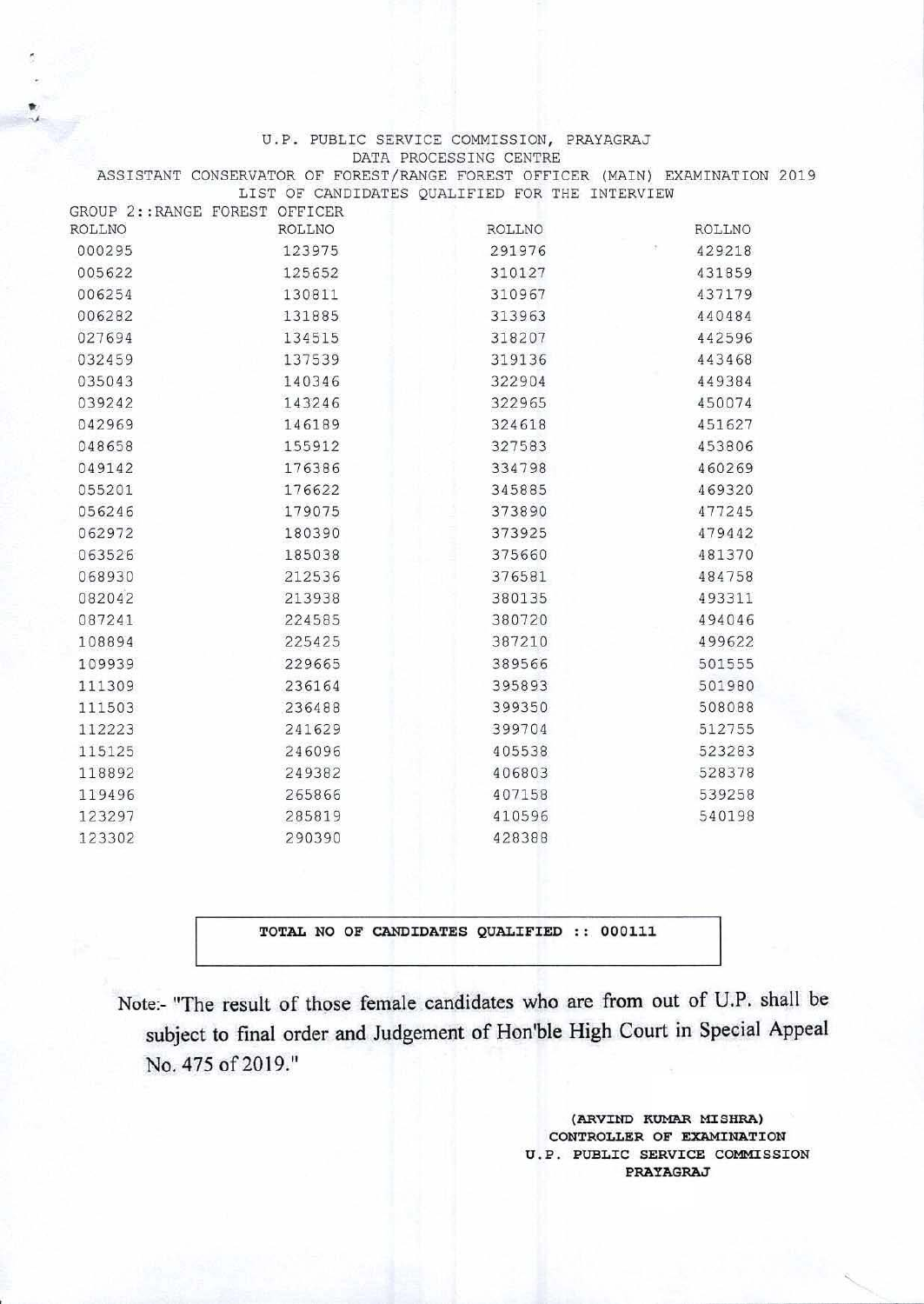U.P. PUBLIC SERVICE COMMISSION, PRAYAGRAJ

DATA PROCESSING CENTRE

ASSISTANT CONSERVATOR OF FOREST/RANGE FOREST OFFICER (MAIN) EXAMINATION 2019

LIST OF CANDIDATES QUALIFIED FOR THE INTERVIEW

GROUP 2::RANGE FOREST OFFICER

| ROLLNO | ROLLNO | ROLLNO | ROLLNO |
|---|---|---|---|
| 000295 | 123975 | 291976 | 429218 |
| 005622 | 125652 | 310127 | 431859 |
| 006254 | 130811 | 310967 | 437179 |
| 006282 | 131885 | 313963 | 440484 |
| 027694 | 134515 | 318207 | 442596 |
| 032459 | 137539 | 319136 | 443468 |
| 035043 | 140346 | 322904 | 449384 |
| 039242 | 143246 | 322965 | 450074 |
| 042969 | 146189 | 324618 | 451627 |
| 048658 | 155912 | 327583 | 453806 |
| 049142 | 176386 | 334798 | 460269 |
| 055201 | 176622 | 345885 | 469320 |
| 056246 | 179075 | 373890 | 477245 |
| 062972 | 180390 | 373925 | 479442 |
| 063526 | 185038 | 375660 | 481370 |
| 068930 | 212536 | 376581 | 484758 |
| 082042 | 213938 | 380135 | 493311 |
| 087241 | 224585 | 380720 | 494046 |
| 108894 | 225425 | 387210 | 499622 |
| 109939 | 229665 | 389566 | 501555 |
| 111309 | 236164 | 395893 | 501980 |
| 111503 | 236488 | 399350 | 508088 |
| 112223 | 241629 | 399704 | 512755 |
| 115125 | 246096 | 405538 | 523283 |
| 118892 | 249382 | 406803 | 528378 |
| 119496 | 265866 | 407158 | 539258 |
| 123297 | 285819 | 410596 | 540198 |
| 123302 | 290390 | 428388 | |

**TOTAL NO OF CANDIDATES QUALIFIED :: 000111**

Note:- "The result of those female candidates who are from out of U.P. shall be subject to final order and Judgement of Hon'ble High Court in Special Appeal No. 475 of 2019."

**(ARVIND KUMAR MISHRA)**
**CONTROLLER OF EXAMINATION**
**U.P. PUBLIC SERVICE COMMISSION**
**PRAYAGRAJ**